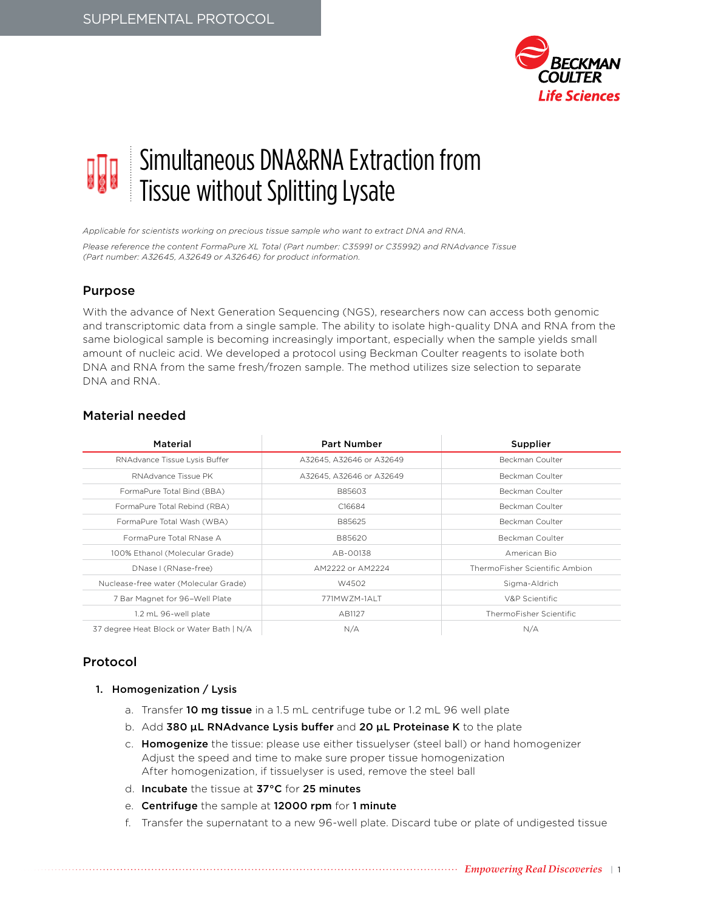SUPPLEMENTAL PROTOCOL

# Simultaneous DNA&RNA Extraction from Tissue without Splitting Lysate

*Applicable for scientists working on precious tissue sample who want to extract DNA and RNA.*

*Please reference the content FormaPure XL Total (Part number: C35991 or C35992) and RNAdvance Tissue (Part number: A32645, A32649 or A32646) for product information.*

## Purpose

With the advance of Next Generation Sequencing (NGS), researchers now can access both genomic and transcriptomic data from a single sample. The ability to isolate high-quality DNA and RNA from the same biological sample is becoming increasingly important, especially when the sample yields small amount of nucleic acid. We developed a protocol using Beckman Coulter reagents to isolate both DNA and RNA from the same fresh/frozen sample. The method utilizes size selection to separate DNA and RNA.

## Material needed

| Material | Part Number | Supplier |
|---|---|---|
| RNAdvance Tissue Lysis Buffer | A32645, A32646 or A32649 | Beckman Coulter |
| RNAdvance Tissue PK | A32645, A32646 or A32649 | Beckman Coulter |
| FormaPure Total Bind (BBA) | B85603 | Beckman Coulter |
| FormaPure Total Rebind (RBA) | C16684 | Beckman Coulter |
| FormaPure Total Wash (WBA) | B85625 | Beckman Coulter |
| FormaPure Total RNase A | B85620 | Beckman Coulter |
| 100% Ethanol (Molecular Grade) | AB-00138 | American Bio |
| DNase I (RNase-free) | AM2222 or AM2224 | ThermoFisher Scientific Ambion |
| Nuclease-free water (Molecular Grade) | W4502 | Sigma-Aldrich |
| 7 Bar Magnet for 96–Well Plate | 771MWZM-1ALT | V&P Scientific |
| 1.2 mL 96-well plate | AB1127 | ThermoFisher Scientific |
| 37 degree Heat Block or Water Bath \| N/A | N/A | N/A |

## Protocol

1. **Homogenization / Lysis**
   a. Transfer **10 mg tissue** in a 1.5 mL centrifuge tube or 1.2 mL 96 well plate
   b. Add **380 µL RNAdvance Lysis buffer** and **20 µL Proteinase K** to the plate
   c. **Homogenize** the tissue: please use either tissuelyser (steel ball) or hand homogenizer
      Adjust the speed and time to make sure proper tissue homogenization
      After homogenization, if tissuelyser is used, remove the steel ball
   d. **Incubate** the tissue at **37°C** for **25 minutes**
   e. **Centrifuge** the sample at **12000 rpm** for **1 minute**
   f. Transfer the supernatant to a new 96-well plate. Discard tube or plate of undigested tissue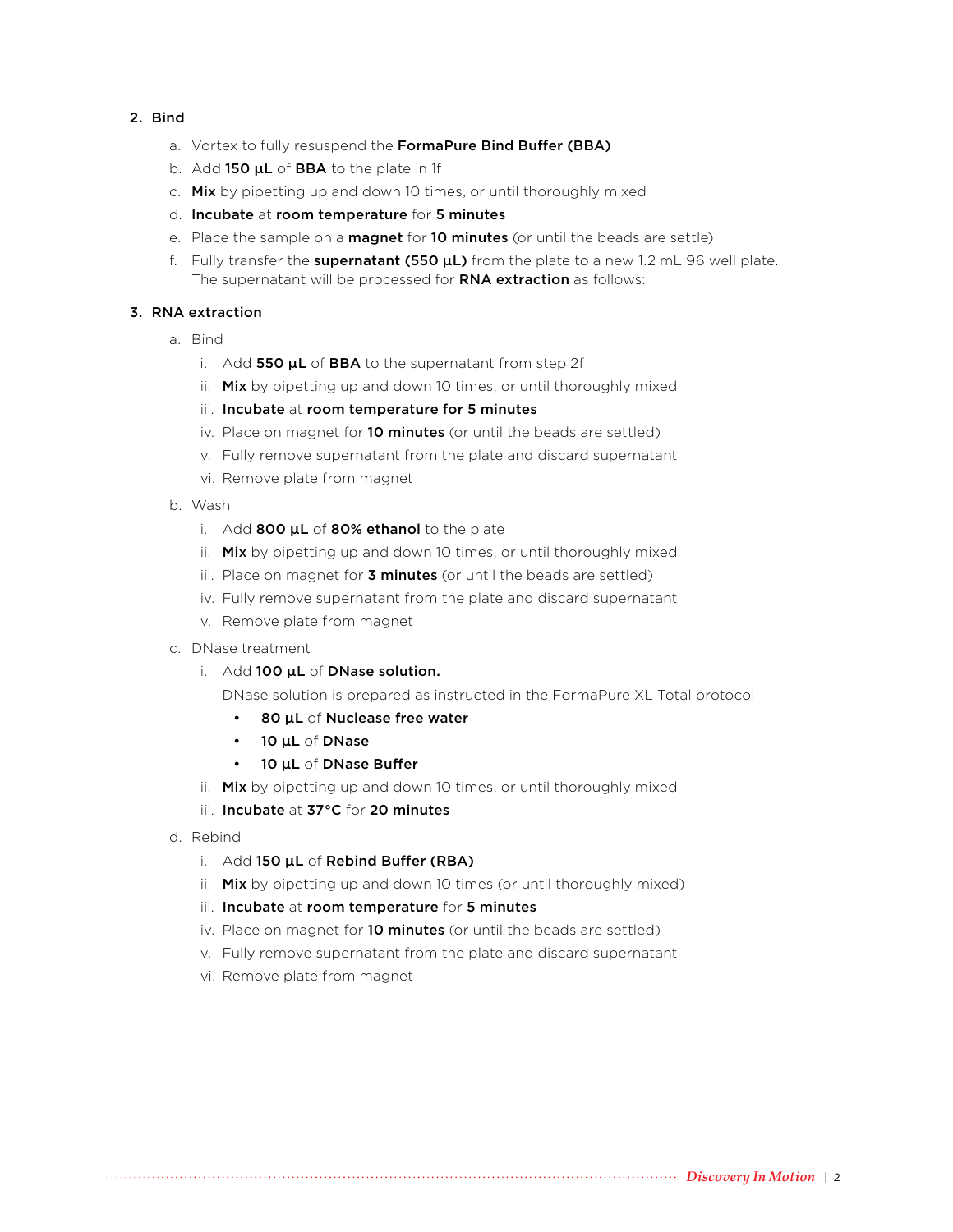2. **Bind**
    a. Vortex to fully resuspend the **FormaPure Bind Buffer (BBA)**
    b. Add **150 µL** of **BBA** to the plate in 1f
    c. **Mix** by pipetting up and down 10 times, or until thoroughly mixed
    d. **Incubate** at **room temperature** for **5 minutes**
    e. Place the sample on a **magnet** for **10 minutes** (or until the beads are settle)
    f. Fully transfer the **supernatant (550 µL)** from the plate to a new 1.2 mL 96 well plate. The supernatant will be processed for **RNA extraction** as follows:

3. **RNA extraction**
    a. Bind
        i. Add **550 µL** of **BBA** to the supernatant from step 2f
        ii. **Mix** by pipetting up and down 10 times, or until thoroughly mixed
        iii. **Incubate** at **room temperature for 5 minutes**
        iv. Place on magnet for **10 minutes** (or until the beads are settled)
        v. Fully remove supernatant from the plate and discard supernatant
        vi. Remove plate from magnet
    b. Wash
        i. Add **800 µL** of **80% ethanol** to the plate
        ii. **Mix** by pipetting up and down 10 times, or until thoroughly mixed
        iii. Place on magnet for **3 minutes** (or until the beads are settled)
        iv. Fully remove supernatant from the plate and discard supernatant
        v. Remove plate from magnet
    c. DNase treatment
        i. Add **100 µL** of **DNase solution.**
           DNase solution is prepared as instructed in the FormaPure XL Total protocol
            - **80 µL** of **Nuclease free water**
            - **10 µL** of **DNase**
            - **10 µL** of **DNase Buffer**
        ii. **Mix** by pipetting up and down 10 times, or until thoroughly mixed
        iii. **Incubate** at **37°C** for **20 minutes**
    d. Rebind
        i. Add **150 µL** of **Rebind Buffer (RBA)**
        ii. **Mix** by pipetting up and down 10 times (or until thoroughly mixed)
        iii. **Incubate** at **room temperature** for **5 minutes**
        iv. Place on magnet for **10 minutes** (or until the beads are settled)
        v. Fully remove supernatant from the plate and discard supernatant
        vi. Remove plate from magnet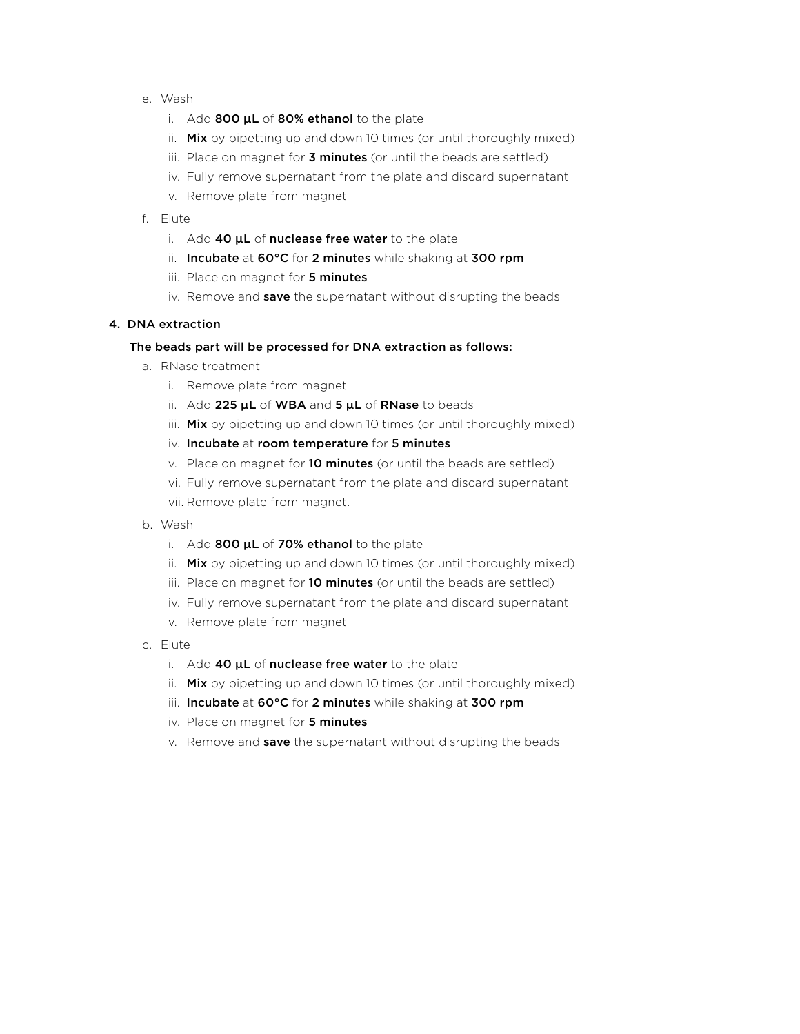e. Wash
   i. Add **800 µL** of **80% ethanol** to the plate
   ii. **Mix** by pipetting up and down 10 times (or until thoroughly mixed)
   iii. Place on magnet for **3 minutes** (or until the beads are settled)
   iv. Fully remove supernatant from the plate and discard supernatant
   v. Remove plate from magnet

f. Elute
   i. Add **40 µL** of **nuclease free water** to the plate
   ii. **Incubate** at **60°C** for **2 minutes** while shaking at **300 rpm**
   iii. Place on magnet for **5 minutes**
   iv. Remove and **save** the supernatant without disrupting the beads

4. DNA extraction

The beads part will be processed for DNA extraction as follows:

a. RNase treatment
   i. Remove plate from magnet
   ii. Add **225 µL** of **WBA** and **5 µL** of **RNase** to beads
   iii. **Mix** by pipetting up and down 10 times (or until thoroughly mixed)
   iv. **Incubate** at **room temperature** for **5 minutes**
   v. Place on magnet for **10 minutes** (or until the beads are settled)
   vi. Fully remove supernatant from the plate and discard supernatant
   vii. Remove plate from magnet.

b. Wash
   i. Add **800 µL** of **70% ethanol** to the plate
   ii. **Mix** by pipetting up and down 10 times (or until thoroughly mixed)
   iii. Place on magnet for **10 minutes** (or until the beads are settled)
   iv. Fully remove supernatant from the plate and discard supernatant
   v. Remove plate from magnet

c. Elute
   i. Add **40 µL** of **nuclease free water** to the plate
   ii. **Mix** by pipetting up and down 10 times (or until thoroughly mixed)
   iii. **Incubate** at **60°C** for **2 minutes** while shaking at **300 rpm**
   iv. Place on magnet for **5 minutes**
   v. Remove and **save** the supernatant without disrupting the beads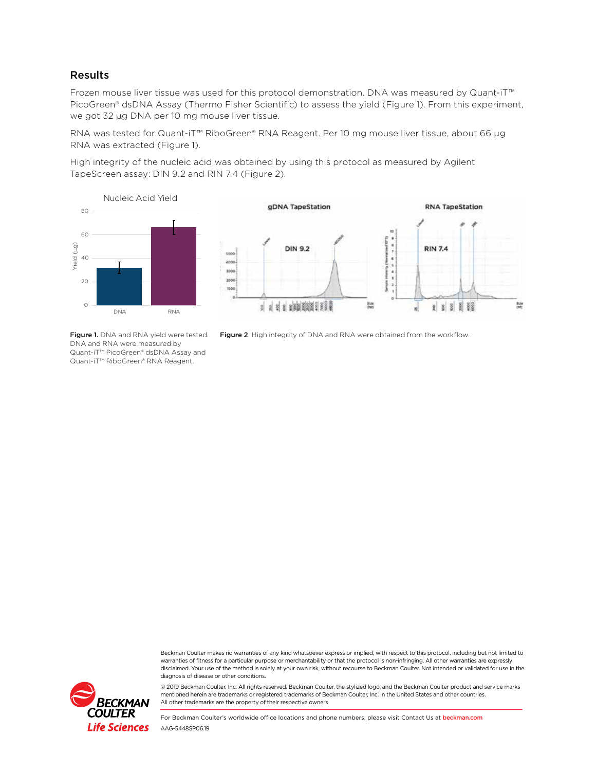## Results

Frozen mouse liver tissue was used for this protocol demonstration. DNA was measured by Quant-iT™ PicoGreen® dsDNA Assay (Thermo Fisher Scientific) to assess the yield (Figure 1). From this experiment, we got 32 µg DNA per 10 mg mouse liver tissue.

RNA was tested for Quant-iT™ RiboGreen® RNA Reagent. Per 10 mg mouse liver tissue, about 66 µg RNA was extracted (Figure 1).

High integrity of the nucleic acid was obtained by using this protocol as measured by Agilent TapeScreen assay: DIN 9.2 and RIN 7.4 (Figure 2).

Nucleic Acid Yield

80
60
40
20
0

Yield (µg)

DNA
RNA

**Figure 1.** DNA and RNA yield were tested. DNA and RNA were measured by Quant-iT™ PicoGreen® dsDNA Assay and Quant-iT™ RiboGreen® RNA Reagent.

gDNA TapeStation

DIN 9.2

RNA TapeStation

RIN 7.4

**Figure 2**. High integrity of DNA and RNA were obtained from the workflow.

Beckman Coulter makes no warranties of any kind whatsoever express or implied, with respect to this protocol, including but not limited to warranties of fitness for a particular purpose or merchantability or that the protocol is non-infringing. All other warranties are expressly disclaimed. Your use of the method is solely at your own risk, without recourse to Beckman Coulter. Not intended or validated for use in the diagnosis of disease or other conditions.

© 2019 Beckman Coulter, Inc. All rights reserved. Beckman Coulter, the stylized logo, and the Beckman Coulter product and service marks mentioned herein are trademarks or registered trademarks of Beckman Coulter, Inc. in the United States and other countries.
All other trademarks are the property of their respective owners

For Beckman Coulter's worldwide office locations and phone numbers, please visit Contact Us at beckman.com

AAG-5448SP06.19